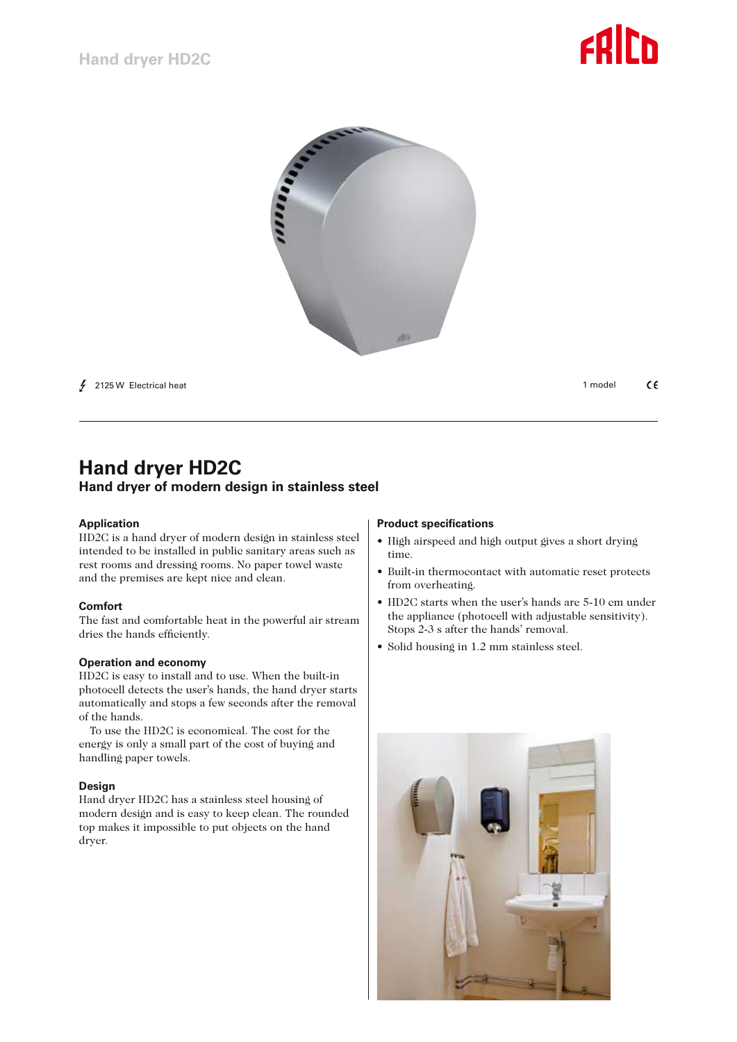Hand dryer HD2C

2125 W Electrical heat

1 model

# Hand dryer HD2C

## Hand dryer of modern design in stainless steel

### Application

HD2C is a hand dryer of modern design in stainless steel intended to be installed in public sanitary areas such as rest rooms and dressing rooms. No paper towel waste and the premises are kept nice and clean.

### Comfort

The fast and comfortable heat in the powerful air stream dries the hands efficiently.

### Operation and economy

HD2C is easy to install and to use. When the built-in photocell detects the user's hands, the hand dryer starts automatically and stops a few seconds after the removal of the hands.

To use the HD2C is economical. The cost for the energy is only a small part of the cost of buying and handling paper towels.

### Design

Hand dryer HD2C has a stainless steel housing of modern design and is easy to keep clean. The rounded top makes it impossible to put objects on the hand dryer.

### Product specifications

- High airspeed and high output gives a short drying time.
- Built-in thermocontact with automatic reset protects from overheating.
- HD2C starts when the user's hands are 5-10 cm under the appliance (photocell with adjustable sensitivity). Stops 2-3 s after the hands' removal.
- Solid housing in 1.2 mm stainless steel.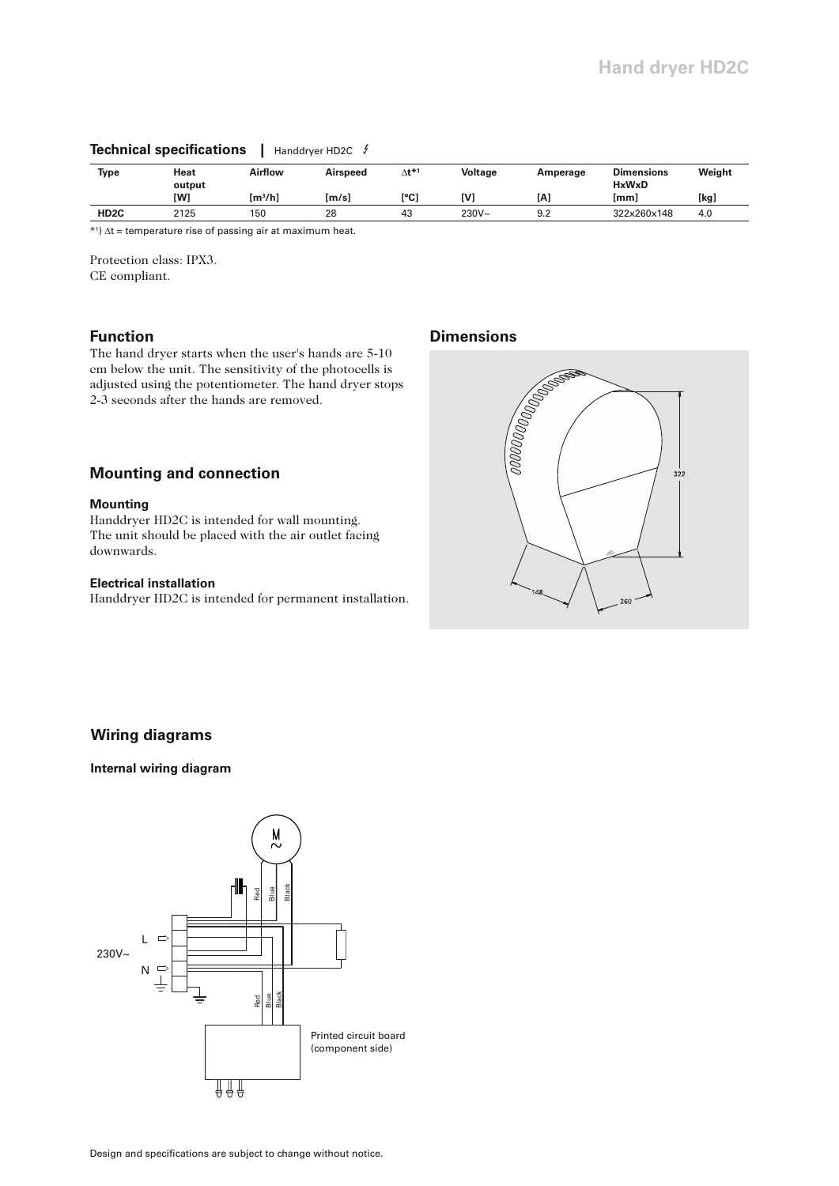## Technical specifications | Handdryer HD2C

| Type | Heat output [W] | Airflow [m³/h] | Airspeed [m/s] | Δt*1 [°C] | Voltage [V] | Amperage [A] | Dimensions HxWxD [mm] | Weight [kg] |
|---|---|---|---|---|---|---|---|---|
| **HD2C** | 2125 | 150 | 28 | 43 | 230V~ | 9.2 | 322x260x148 | 4.0 |

*1) Δt = temperature rise of passing air at maximum heat.

Protection class: IPX3.
CE compliant.

## Function

The hand dryer starts when the user's hands are 5-10 cm below the unit. The sensitivity of the photocells is adjusted using the potentiometer. The hand dryer stops 2-3 seconds after the hands are removed.

## Mounting and connection

### Mounting

Handdryer HD2C is intended for wall mounting. The unit should be placed with the air outlet facing downwards.

### Electrical installation

Handdryer HD2C is intended for permanent installation.

## Dimensions

322

148

260

## Wiring diagrams

### Internal wiring diagram

M
~

Red
Blue
Black

L
N
230V~

Red
Blue
Black

Printed circuit board (component side)

Design and specifications are subject to change without notice.